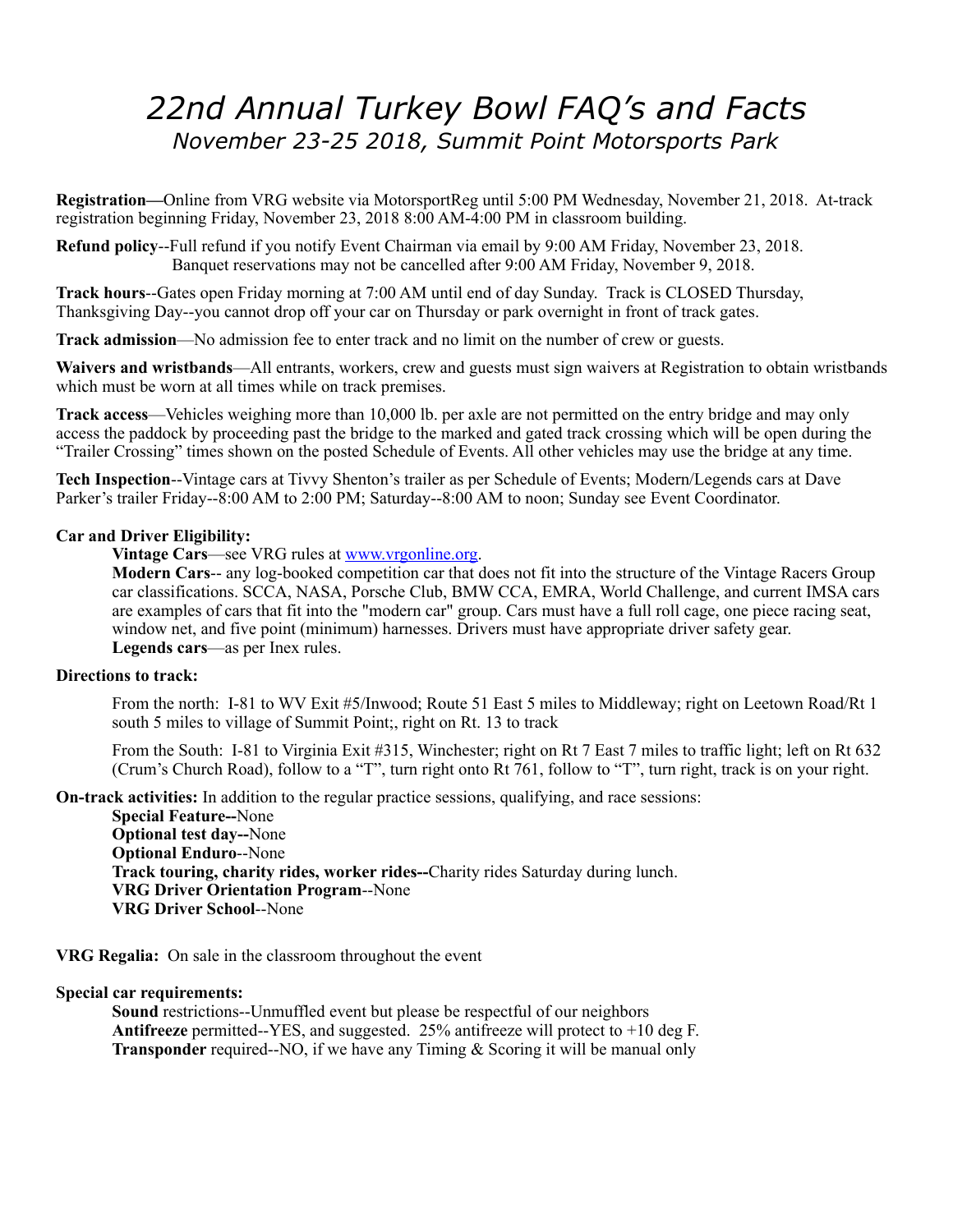# *22nd Annual Turkey Bowl FAQ's and Facts*

*November 23-25 2018, Summit Point Motorsports Park*

**Registration—**Online from VRG website via MotorsportReg until 5:00 PM Wednesday, November 21, 2018. At-track registration beginning Friday, November 23, 2018 8:00 AM-4:00 PM in classroom building.

**Refund policy**--Full refund if you notify Event Chairman via email by 9:00 AM Friday, November 23, 2018. Banquet reservations may not be cancelled after 9:00 AM Friday, November 9, 2018.

**Track hours**--Gates open Friday morning at 7:00 AM until end of day Sunday. Track is CLOSED Thursday, Thanksgiving Day--you cannot drop off your car on Thursday or park overnight in front of track gates.

**Track admission**—No admission fee to enter track and no limit on the number of crew or guests.

**Waivers and wristbands**—All entrants, workers, crew and guests must sign waivers at Registration to obtain wristbands which must be worn at all times while on track premises.

**Track access**—Vehicles weighing more than 10,000 lb. per axle are not permitted on the entry bridge and may only access the paddock by proceeding past the bridge to the marked and gated track crossing which will be open during the "Trailer Crossing" times shown on the posted Schedule of Events. All other vehicles may use the bridge at any time.

**Tech Inspection**--Vintage cars at Tivvy Shenton's trailer as per Schedule of Events; Modern/Legends cars at Dave Parker's trailer Friday--8:00 AM to 2:00 PM; Saturday--8:00 AM to noon; Sunday see Event Coordinator.

**Car and Driver Eligibility:**

**Vintage Cars**—see VRG rules at www.vrgonline.org.

**Modern Cars**-- any log-booked competition car that does not fit into the structure of the Vintage Racers Group car classifications. SCCA, NASA, Porsche Club, BMW CCA, EMRA, World Challenge, and current IMSA cars are examples of cars that fit into the "modern car" group. Cars must have a full roll cage, one piece racing seat, window net, and five point (minimum) harnesses. Drivers must have appropriate driver safety gear.

**Legends cars**—as per Inex rules.

**Directions to track:**

From the north: I-81 to WV Exit #5/Inwood; Route 51 East 5 miles to Middleway; right on Leetown Road/Rt 1 south 5 miles to village of Summit Point;, right on Rt. 13 to track

From the South: I-81 to Virginia Exit #315, Winchester; right on Rt 7 East 7 miles to traffic light; left on Rt 632 (Crum's Church Road), follow to a "T", turn right onto Rt 761, follow to "T", turn right, track is on your right.

**On-track activities:** In addition to the regular practice sessions, qualifying, and race sessions:

**Special Feature--**None
**Optional test day--**None
**Optional Enduro**--None
**Track touring, charity rides, worker rides--**Charity rides Saturday during lunch.
**VRG Driver Orientation Program**--None
**VRG Driver School**--None

**VRG Regalia:** On sale in the classroom throughout the event

**Special car requirements:**

**Sound** restrictions--Unmuffled event but please be respectful of our neighbors
**Antifreeze** permitted--YES, and suggested. 25% antifreeze will protect to +10 deg F.
**Transponder** required--NO, if we have any Timing & Scoring it will be manual only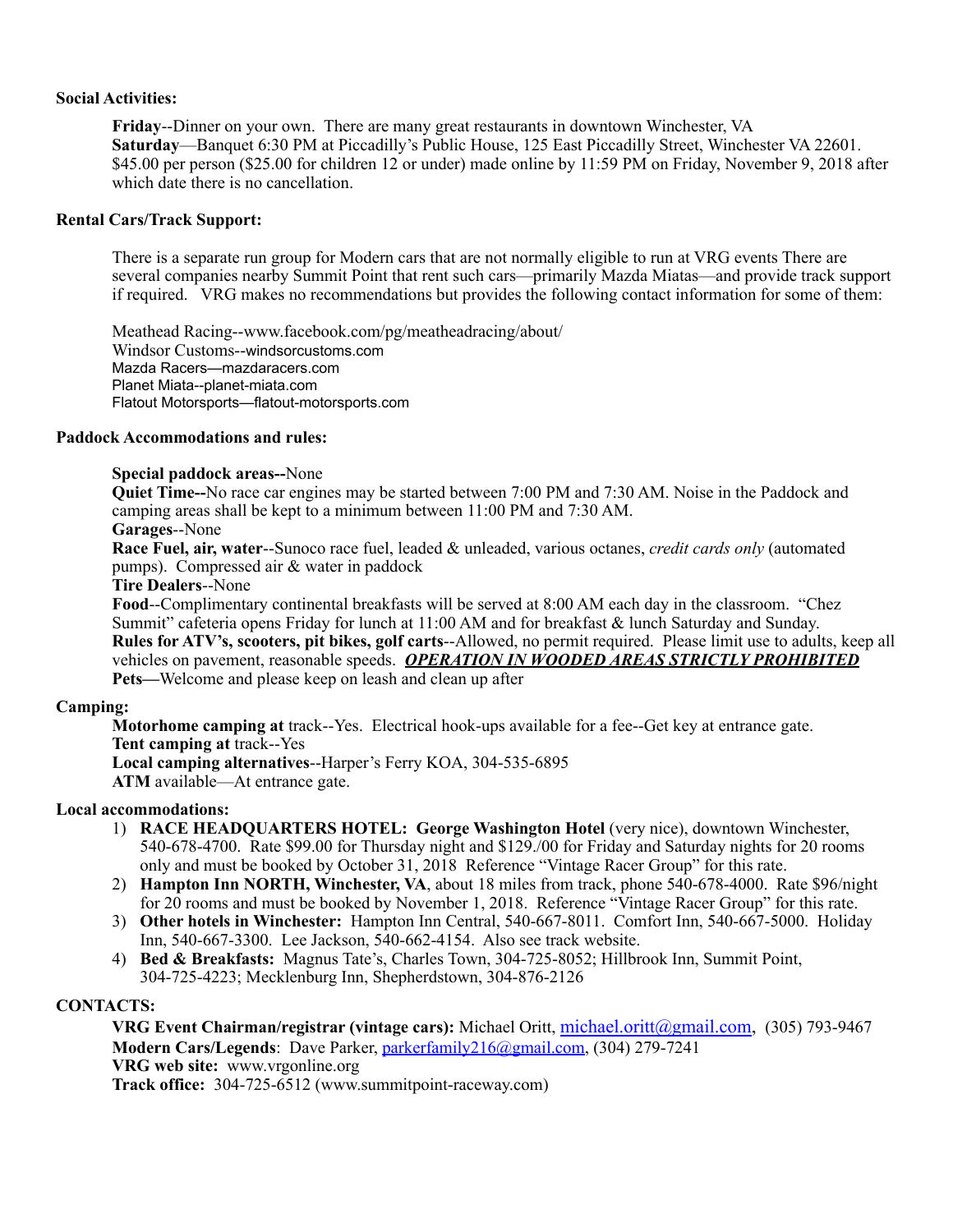**Social Activities:**

**Friday**--Dinner on your own. There are many great restaurants in downtown Winchester, VA
**Saturday**—Banquet 6:30 PM at Piccadilly's Public House, 125 East Piccadilly Street, Winchester VA 22601. $45.00 per person ($25.00 for children 12 or under) made online by 11:59 PM on Friday, November 9, 2018 after which date there is no cancellation.

**Rental Cars/Track Support:**

There is a separate run group for Modern cars that are not normally eligible to run at VRG events There are several companies nearby Summit Point that rent such cars—primarily Mazda Miatas—and provide track support if required. VRG makes no recommendations but provides the following contact information for some of them:

Meathead Racing--www.facebook.com/pg/meatheadracing/about/
Windsor Customs--windsorcustoms.com
Mazda Racers—mazdaracers.com
Planet Miata--planet-miata.com
Flatout Motorsports—flatout-motorsports.com

**Paddock Accommodations and rules:**

**Special paddock areas--**None
**Quiet Time--**No race car engines may be started between 7:00 PM and 7:30 AM. Noise in the Paddock and camping areas shall be kept to a minimum between 11:00 PM and 7:30 AM.
**Garages**--None
**Race Fuel, air, water**--Sunoco race fuel, leaded & unleaded, various octanes, *credit cards only* (automated pumps). Compressed air & water in paddock
**Tire Dealers**--None
**Food**--Complimentary continental breakfasts will be served at 8:00 AM each day in the classroom. "Chez Summit" cafeteria opens Friday for lunch at 11:00 AM and for breakfast & lunch Saturday and Sunday.
**Rules for ATV's, scooters, pit bikes, golf carts**--Allowed, no permit required. Please limit use to adults, keep all vehicles on pavement, reasonable speeds. ***OPERATION IN WOODED AREAS STRICTLY PROHIBITED***
**Pets—**Welcome and please keep on leash and clean up after

**Camping:**

**Motorhome camping at** track--Yes. Electrical hook-ups available for a fee--Get key at entrance gate.
**Tent camping at** track--Yes
**Local camping alternatives**--Harper's Ferry KOA, 304-535-6895
**ATM** available—At entrance gate.

**Local accommodations:**

1) **RACE HEADQUARTERS HOTEL: George Washington Hotel** (very nice), downtown Winchester, 540-678-4700. Rate $99.00 for Thursday night and $129./00 for Friday and Saturday nights for 20 rooms only and must be booked by October 31, 2018 Reference "Vintage Racer Group" for this rate.
2) **Hampton Inn NORTH, Winchester, VA**, about 18 miles from track, phone 540-678-4000. Rate $96/night for 20 rooms and must be booked by November 1, 2018. Reference "Vintage Racer Group" for this rate.
3) **Other hotels in Winchester:** Hampton Inn Central, 540-667-8011. Comfort Inn, 540-667-5000. Holiday Inn, 540-667-3300. Lee Jackson, 540-662-4154. Also see track website.
4) **Bed & Breakfasts:** Magnus Tate's, Charles Town, 304-725-8052; Hillbrook Inn, Summit Point, 304-725-4223; Mecklenburg Inn, Shepherdstown, 304-876-2126

**CONTACTS:**

**VRG Event Chairman/registrar (vintage cars):** Michael Oritt, michael.oritt@gmail.com, (305) 793-9467
**Modern Cars/Legends**: Dave Parker, parkerfamily216@gmail.com, (304) 279-7241
**VRG web site:** www.vrgonline.org
**Track office:** 304-725-6512 (www.summitpoint-raceway.com)